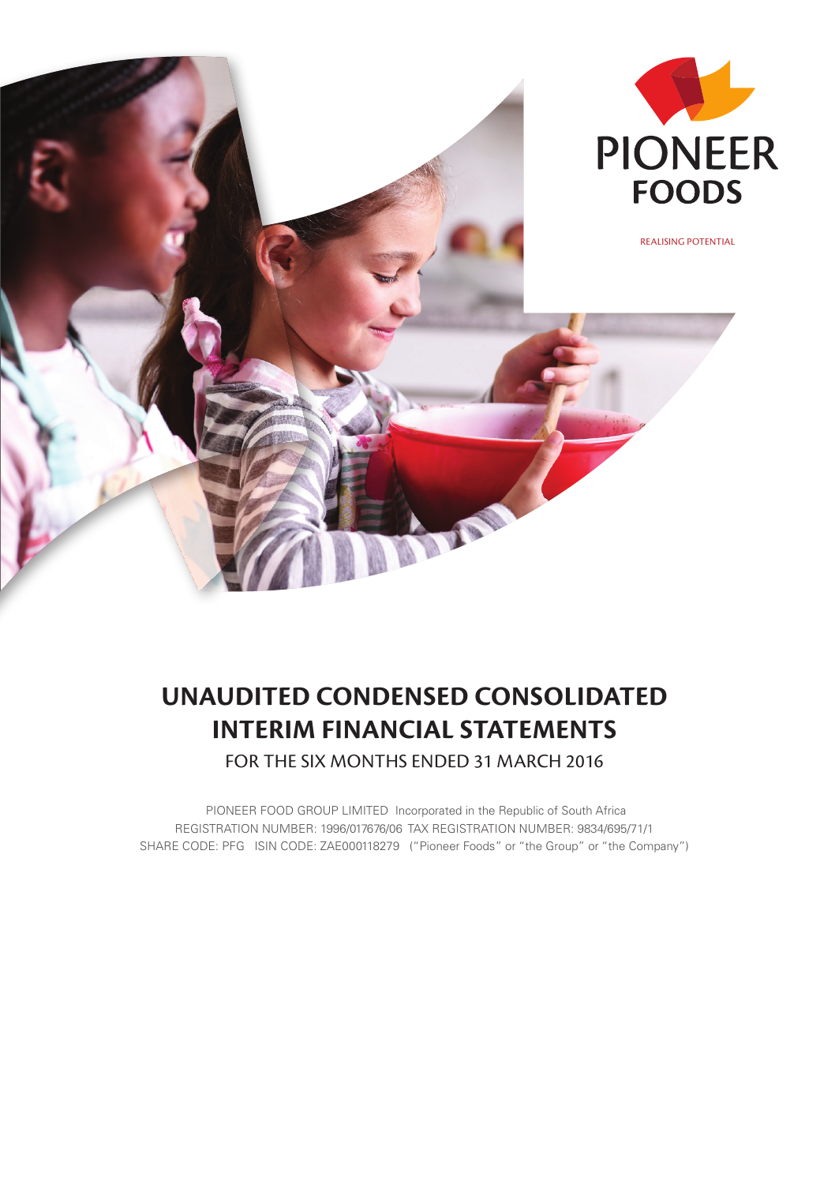PIONEER FOODS

REALISING POTENTIAL

# UNAUDITED CONDENSED CONSOLIDATED INTERIM FINANCIAL STATEMENTS

FOR THE SIX MONTHS ENDED 31 MARCH 2016

PIONEER FOOD GROUP LIMITED Incorporated in the Republic of South Africa
REGISTRATION NUMBER: 1996/017676/06 TAX REGISTRATION NUMBER: 9834/695/71/1
SHARE CODE: PFG ISIN CODE: ZAE000118279 ("Pioneer Foods" or "the Group" or "the Company")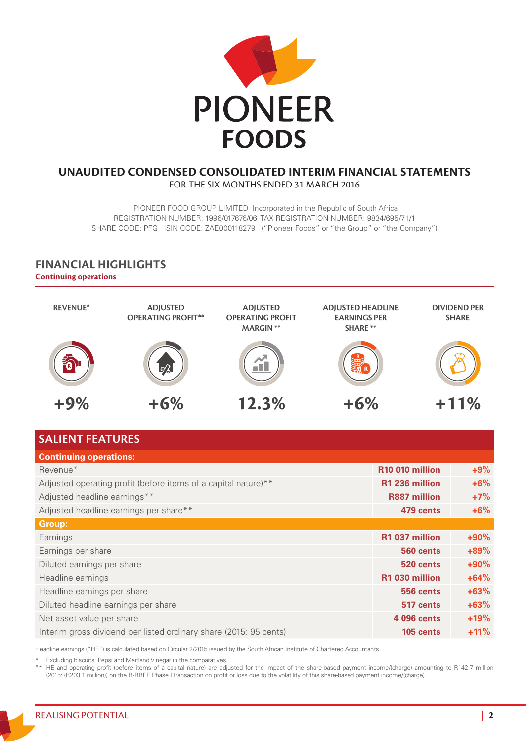# PIONEER FOODS

## UNAUDITED CONDENSED CONSOLIDATED INTERIM FINANCIAL STATEMENTS

FOR THE SIX MONTHS ENDED 31 MARCH 2016

PIONEER FOOD GROUP LIMITED Incorporated in the Republic of South Africa
REGISTRATION NUMBER: 1996/017676/06 TAX REGISTRATION NUMBER: 9834/695/71/1
SHARE CODE: PFG ISIN CODE: ZAE000118279 ("Pioneer Foods" or "the Group" or "the Company")

## FINANCIAL HIGHLIGHTS

**Continuing operations**

| REVENUE* | ADJUSTED OPERATING PROFIT** | ADJUSTED OPERATING PROFIT MARGIN ** | ADJUSTED HEADLINE EARNINGS PER SHARE ** | DIVIDEND PER SHARE |
|---|---|---|---|---|
| +9% | +6% | 12.3% | +6% | +11% |

## SALIENT FEATURES

| **Continuing operations:** | | |
|---|---|---|
| Revenue* | **R10 010 million** | **+9%** |
| Adjusted operating profit (before items of a capital nature)** | **R1 236 million** | **+6%** |
| Adjusted headline earnings** | **R887 million** | **+7%** |
| Adjusted headline earnings per share** | **479 cents** | **+6%** |
| **Group:** | | |
| Earnings | **R1 037 million** | **+90%** |
| Earnings per share | **560 cents** | **+89%** |
| Diluted earnings per share | **520 cents** | **+90%** |
| Headline earnings | **R1 030 million** | **+64%** |
| Headline earnings per share | **556 cents** | **+63%** |
| Diluted headline earnings per share | **517 cents** | **+63%** |
| Net asset value per share | **4 096 cents** | **+19%** |
| Interim gross dividend per listed ordinary share (2015: 95 cents) | **105 cents** | **+11%** |

Headline earnings ("HE") is calculated based on Circular 2/2015 issued by the South African Institute of Chartered Accountants.

\* Excluding biscuits, Pepsi and Maitland Vinegar in the comparatives.

\*\* HE and operating profit (before items of a capital nature) are adjusted for the impact of the share-based payment income/(charge) amounting to R142.7 million (2015: (R203.1 million)) on the B-BBEE Phase I transaction on profit or loss due to the volatility of this share-based payment income/(charge).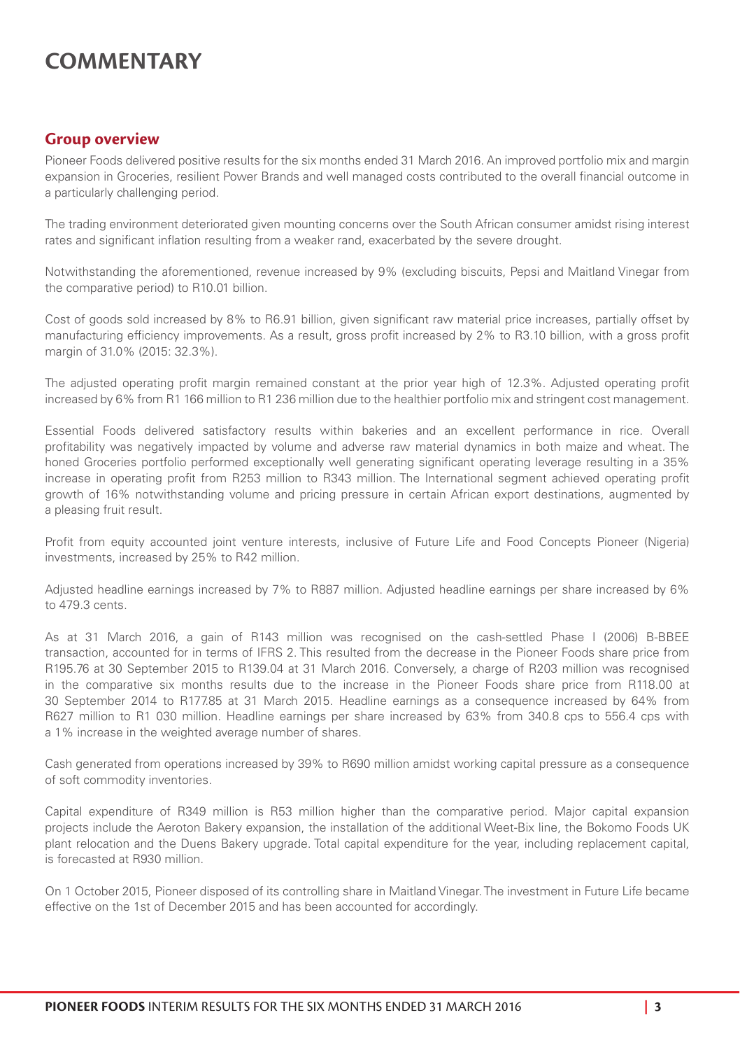# COMMENTARY

## Group overview

Pioneer Foods delivered positive results for the six months ended 31 March 2016. An improved portfolio mix and margin expansion in Groceries, resilient Power Brands and well managed costs contributed to the overall financial outcome in a particularly challenging period.

The trading environment deteriorated given mounting concerns over the South African consumer amidst rising interest rates and significant inflation resulting from a weaker rand, exacerbated by the severe drought.

Notwithstanding the aforementioned, revenue increased by 9% (excluding biscuits, Pepsi and Maitland Vinegar from the comparative period) to R10.01 billion.

Cost of goods sold increased by 8% to R6.91 billion, given significant raw material price increases, partially offset by manufacturing efficiency improvements. As a result, gross profit increased by 2% to R3.10 billion, with a gross profit margin of 31.0% (2015: 32.3%).

The adjusted operating profit margin remained constant at the prior year high of 12.3%. Adjusted operating profit increased by 6% from R1 166 million to R1 236 million due to the healthier portfolio mix and stringent cost management.

Essential Foods delivered satisfactory results within bakeries and an excellent performance in rice. Overall profitability was negatively impacted by volume and adverse raw material dynamics in both maize and wheat. The honed Groceries portfolio performed exceptionally well generating significant operating leverage resulting in a 35% increase in operating profit from R253 million to R343 million. The International segment achieved operating profit growth of 16% notwithstanding volume and pricing pressure in certain African export destinations, augmented by a pleasing fruit result.

Profit from equity accounted joint venture interests, inclusive of Future Life and Food Concepts Pioneer (Nigeria) investments, increased by 25% to R42 million.

Adjusted headline earnings increased by 7% to R887 million. Adjusted headline earnings per share increased by 6% to 479.3 cents.

As at 31 March 2016, a gain of R143 million was recognised on the cash-settled Phase I (2006) B-BBEE transaction, accounted for in terms of IFRS 2. This resulted from the decrease in the Pioneer Foods share price from R195.76 at 30 September 2015 to R139.04 at 31 March 2016. Conversely, a charge of R203 million was recognised in the comparative six months results due to the increase in the Pioneer Foods share price from R118.00 at 30 September 2014 to R177.85 at 31 March 2015. Headline earnings as a consequence increased by 64% from R627 million to R1 030 million. Headline earnings per share increased by 63% from 340.8 cps to 556.4 cps with a 1% increase in the weighted average number of shares.

Cash generated from operations increased by 39% to R690 million amidst working capital pressure as a consequence of soft commodity inventories.

Capital expenditure of R349 million is R53 million higher than the comparative period. Major capital expansion projects include the Aeroton Bakery expansion, the installation of the additional Weet-Bix line, the Bokomo Foods UK plant relocation and the Duens Bakery upgrade. Total capital expenditure for the year, including replacement capital, is forecasted at R930 million.

On 1 October 2015, Pioneer disposed of its controlling share in Maitland Vinegar. The investment in Future Life became effective on the 1st of December 2015 and has been accounted for accordingly.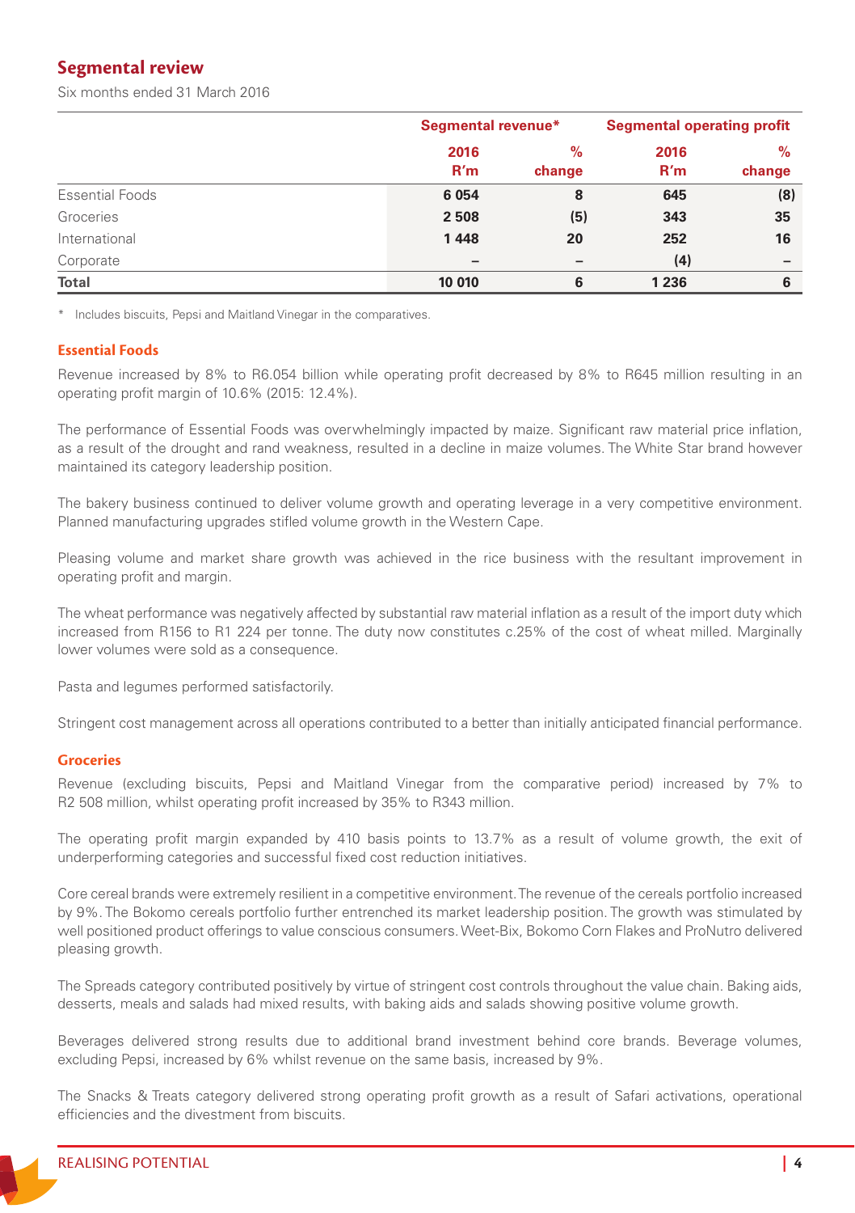## Segmental review

Six months ended 31 March 2016

| | Segmental revenue* | | Segmental operating profit | |
|---|---|---|---|---|
| | 2016 R'm | % change | 2016 R'm | % change |
| Essential Foods | 6 054 | 8 | 645 | (8) |
| Groceries | 2 508 | (5) | 343 | 35 |
| International | 1 448 | 20 | 252 | 16 |
| Corporate | – | – | (4) | – |
| **Total** | **10 010** | **6** | **1 236** | **6** |

\* Includes biscuits, Pepsi and Maitland Vinegar in the comparatives.

### Essential Foods

Revenue increased by 8% to R6.054 billion while operating profit decreased by 8% to R645 million resulting in an operating profit margin of 10.6% (2015: 12.4%).

The performance of Essential Foods was overwhelmingly impacted by maize. Significant raw material price inflation, as a result of the drought and rand weakness, resulted in a decline in maize volumes. The White Star brand however maintained its category leadership position.

The bakery business continued to deliver volume growth and operating leverage in a very competitive environment. Planned manufacturing upgrades stifled volume growth in the Western Cape.

Pleasing volume and market share growth was achieved in the rice business with the resultant improvement in operating profit and margin.

The wheat performance was negatively affected by substantial raw material inflation as a result of the import duty which increased from R156 to R1 224 per tonne. The duty now constitutes c.25% of the cost of wheat milled. Marginally lower volumes were sold as a consequence.

Pasta and legumes performed satisfactorily.

Stringent cost management across all operations contributed to a better than initially anticipated financial performance.

### Groceries

Revenue (excluding biscuits, Pepsi and Maitland Vinegar from the comparative period) increased by 7% to R2 508 million, whilst operating profit increased by 35% to R343 million.

The operating profit margin expanded by 410 basis points to 13.7% as a result of volume growth, the exit of underperforming categories and successful fixed cost reduction initiatives.

Core cereal brands were extremely resilient in a competitive environment. The revenue of the cereals portfolio increased by 9%. The Bokomo cereals portfolio further entrenched its market leadership position. The growth was stimulated by well positioned product offerings to value conscious consumers. Weet-Bix, Bokomo Corn Flakes and ProNutro delivered pleasing growth.

The Spreads category contributed positively by virtue of stringent cost controls throughout the value chain. Baking aids, desserts, meals and salads had mixed results, with baking aids and salads showing positive volume growth.

Beverages delivered strong results due to additional brand investment behind core brands. Beverage volumes, excluding Pepsi, increased by 6% whilst revenue on the same basis, increased by 9%.

The Snacks & Treats category delivered strong operating profit growth as a result of Safari activations, operational efficiencies and the divestment from biscuits.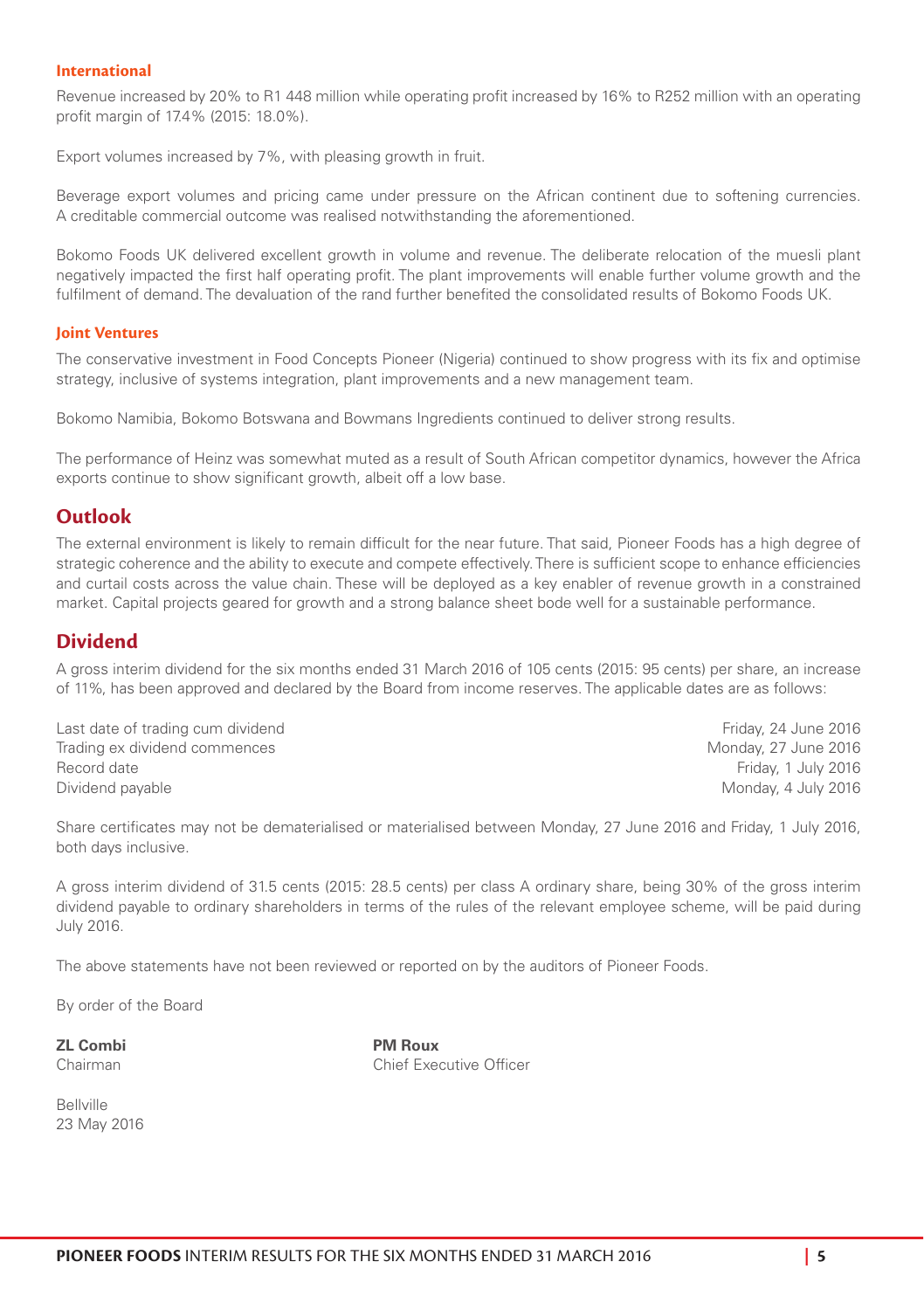### International

Revenue increased by 20% to R1 448 million while operating profit increased by 16% to R252 million with an operating profit margin of 17.4% (2015: 18.0%).

Export volumes increased by 7%, with pleasing growth in fruit.

Beverage export volumes and pricing came under pressure on the African continent due to softening currencies. A creditable commercial outcome was realised notwithstanding the aforementioned.

Bokomo Foods UK delivered excellent growth in volume and revenue. The deliberate relocation of the muesli plant negatively impacted the first half operating profit. The plant improvements will enable further volume growth and the fulfilment of demand. The devaluation of the rand further benefited the consolidated results of Bokomo Foods UK.

### Joint Ventures

The conservative investment in Food Concepts Pioneer (Nigeria) continued to show progress with its fix and optimise strategy, inclusive of systems integration, plant improvements and a new management team.

Bokomo Namibia, Bokomo Botswana and Bowmans Ingredients continued to deliver strong results.

The performance of Heinz was somewhat muted as a result of South African competitor dynamics, however the Africa exports continue to show significant growth, albeit off a low base.

## Outlook

The external environment is likely to remain difficult for the near future. That said, Pioneer Foods has a high degree of strategic coherence and the ability to execute and compete effectively. There is sufficient scope to enhance efficiencies and curtail costs across the value chain. These will be deployed as a key enabler of revenue growth in a constrained market. Capital projects geared for growth and a strong balance sheet bode well for a sustainable performance.

## Dividend

A gross interim dividend for the six months ended 31 March 2016 of 105 cents (2015: 95 cents) per share, an increase of 11%, has been approved and declared by the Board from income reserves. The applicable dates are as follows:

| | |
|---|---|
| Last date of trading cum dividend | Friday, 24 June 2016 |
| Trading ex dividend commences | Monday, 27 June 2016 |
| Record date | Friday, 1 July 2016 |
| Dividend payable | Monday, 4 July 2016 |

Share certificates may not be dematerialised or materialised between Monday, 27 June 2016 and Friday, 1 July 2016, both days inclusive.

A gross interim dividend of 31.5 cents (2015: 28.5 cents) per class A ordinary share, being 30% of the gross interim dividend payable to ordinary shareholders in terms of the rules of the relevant employee scheme, will be paid during July 2016.

The above statements have not been reviewed or reported on by the auditors of Pioneer Foods.

By order of the Board

**ZL Combi**
Chairman

**PM Roux**
Chief Executive Officer

Bellville
23 May 2016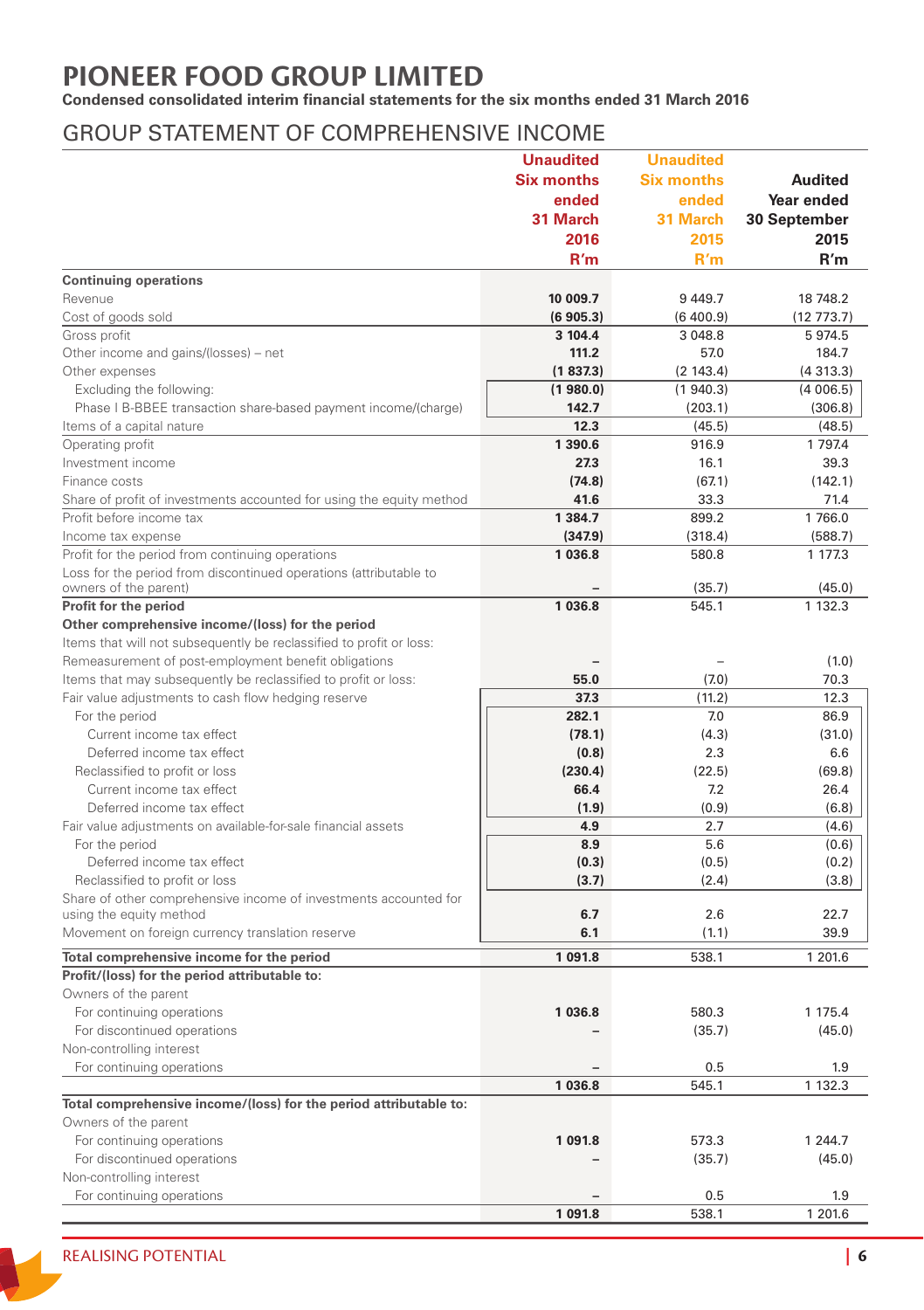# PIONEER FOOD GROUP LIMITED

**Condensed consolidated interim financial statements for the six months ended 31 March 2016**

## GROUP STATEMENT OF COMPREHENSIVE INCOME

| | Unaudited Six months ended 31 March 2016 R'm | Unaudited Six months ended 31 March 2015 R'm | Audited Year ended 30 September 2015 R'm |
|---|---|---|---|
| **Continuing operations** | | | |
| Revenue | **10 009.7** | 9 449.7 | 18 748.2 |
| Cost of goods sold | **(6 905.3)** | (6 400.9) | (12 773.7) |
| Gross profit | **3 104.4** | 3 048.8 | 5 974.5 |
| Other income and gains/(losses) – net | **111.2** | 57.0 | 184.7 |
| Other expenses | **(1 837.3)** | (2 143.4) | (4 313.3) |
| Excluding the following: | **(1 980.0)** | (1 940.3) | (4 006.5) |
| Phase I B-BBEE transaction share-based payment income/(charge) | **142.7** | (203.1) | (306.8) |
| Items of a capital nature | **12.3** | (45.5) | (48.5) |
| Operating profit | **1 390.6** | 916.9 | 1 797.4 |
| Investment income | **27.3** | 16.1 | 39.3 |
| Finance costs | **(74.8)** | (67.1) | (142.1) |
| Share of profit of investments accounted for using the equity method | **41.6** | 33.3 | 71.4 |
| Profit before income tax | **1 384.7** | 899.2 | 1 766.0 |
| Income tax expense | **(347.9)** | (318.4) | (588.7) |
| Profit for the period from continuing operations | **1 036.8** | 580.8 | 1 177.3 |
| Loss for the period from discontinued operations (attributable to owners of the parent) | **–** | (35.7) | (45.0) |
| **Profit for the period** | **1 036.8** | 545.1 | 1 132.3 |
| **Other comprehensive income/(loss) for the period** | | | |
| Items that will not subsequently be reclassified to profit or loss: | | | |
| Remeasurement of post-employment benefit obligations | **–** | – | (1.0) |
| Items that may subsequently be reclassified to profit or loss: | **55.0** | (7.0) | 70.3 |
| Fair value adjustments to cash flow hedging reserve | **37.3** | (11.2) | 12.3 |
| For the period | **282.1** | 7.0 | 86.9 |
| Current income tax effect | **(78.1)** | (4.3) | (31.0) |
| Deferred income tax effect | **(0.8)** | 2.3 | 6.6 |
| Reclassified to profit or loss | **(230.4)** | (22.5) | (69.8) |
| Current income tax effect | **66.4** | 7.2 | 26.4 |
| Deferred income tax effect | **(1.9)** | (0.9) | (6.8) |
| Fair value adjustments on available-for-sale financial assets | **4.9** | 2.7 | (4.6) |
| For the period | **8.9** | 5.6 | (0.6) |
| Deferred income tax effect | **(0.3)** | (0.5) | (0.2) |
| Reclassified to profit or loss | **(3.7)** | (2.4) | (3.8) |
| Share of other comprehensive income of investments accounted for using the equity method | **6.7** | 2.6 | 22.7 |
| Movement on foreign currency translation reserve | **6.1** | (1.1) | 39.9 |
| **Total comprehensive income for the period** | **1 091.8** | 538.1 | 1 201.6 |
| **Profit/(loss) for the period attributable to:** | | | |
| Owners of the parent | | | |
| For continuing operations | **1 036.8** | 580.3 | 1 175.4 |
| For discontinued operations | **–** | (35.7) | (45.0) |
| Non-controlling interest | | | |
| For continuing operations | **–** | 0.5 | 1.9 |
| | **1 036.8** | 545.1 | 1 132.3 |
| **Total comprehensive income/(loss) for the period attributable to:** | | | |
| Owners of the parent | | | |
| For continuing operations | **1 091.8** | 573.3 | 1 244.7 |
| For discontinued operations | **–** | (35.7) | (45.0) |
| Non-controlling interest | | | |
| For continuing operations | **–** | 0.5 | 1.9 |
| | **1 091.8** | 538.1 | 1 201.6 |

REALISING POTENTIAL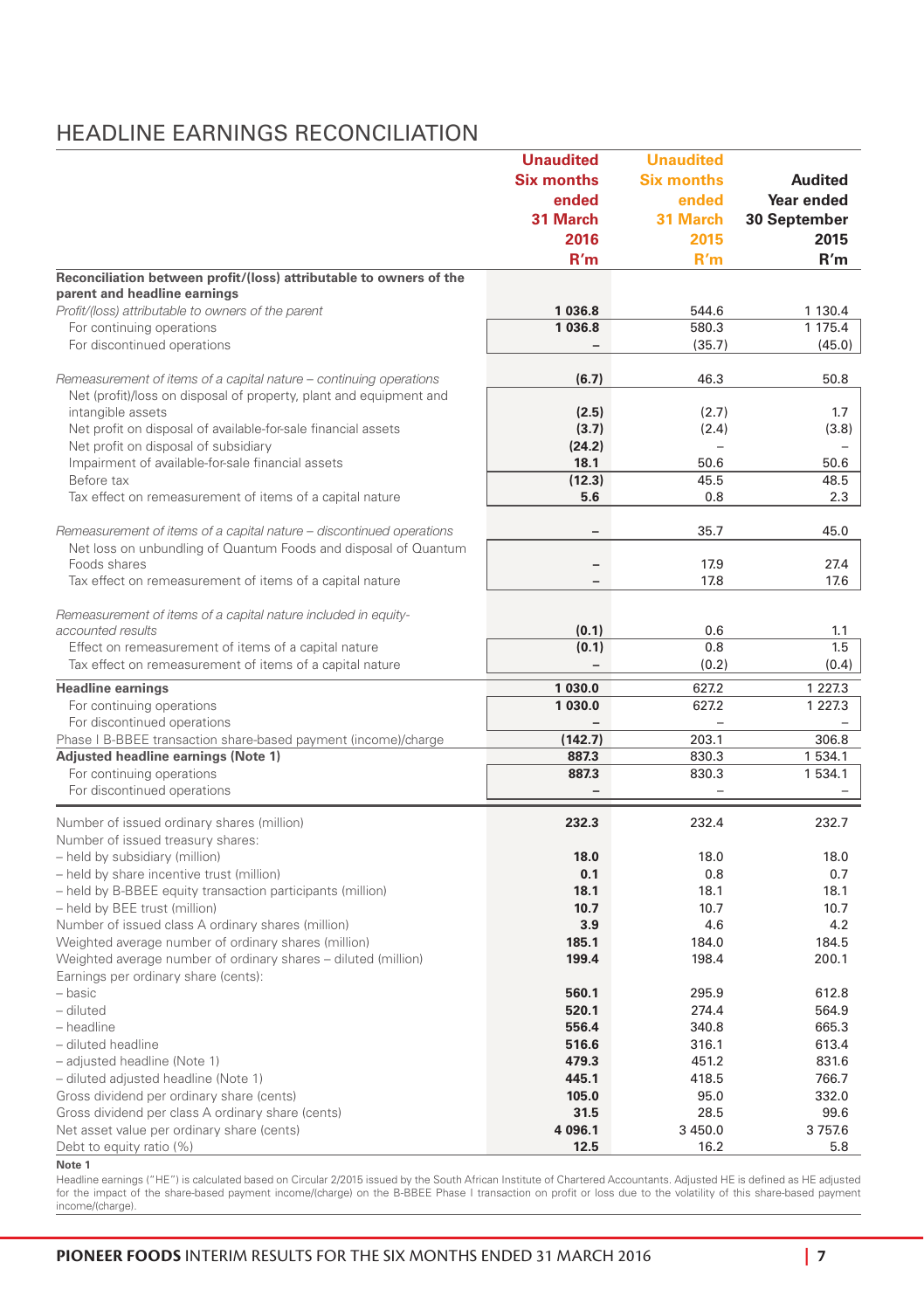# HEADLINE EARNINGS RECONCILIATION

| | Unaudited Six months ended 31 March 2016 R'm | Unaudited Six months ended 31 March 2015 R'm | Audited Year ended 30 September 2015 R'm |
|---|---|---|---|
| **Reconciliation between profit/(loss) attributable to owners of the parent and headline earnings** | | | |
| *Profit/(loss) attributable to owners of the parent* | **1 036.8** | 544.6 | 1 130.4 |
| For continuing operations | **1 036.8** | 580.3 | 1 175.4 |
| For discontinued operations | **–** | (35.7) | (45.0) |
| *Remeasurement of items of a capital nature – continuing operations* | **(6.7)** | 46.3 | 50.8 |
| Net (profit)/loss on disposal of property, plant and equipment and intangible assets | **(2.5)** | (2.7) | 1.7 |
| Net profit on disposal of available-for-sale financial assets | **(3.7)** | (2.4) | (3.8) |
| Net profit on disposal of subsidiary | **(24.2)** | – | – |
| Impairment of available-for-sale financial assets | **18.1** | 50.6 | 50.6 |
| Before tax | **(12.3)** | 45.5 | 48.5 |
| Tax effect on remeasurement of items of a capital nature | **5.6** | 0.8 | 2.3 |
| *Remeasurement of items of a capital nature – discontinued operations* | **–** | 35.7 | 45.0 |
| Net loss on unbundling of Quantum Foods and disposal of Quantum Foods shares | **–** | 17.9 | 27.4 |
| Tax effect on remeasurement of items of a capital nature | **–** | 17.8 | 17.6 |
| *Remeasurement of items of a capital nature included in equity-accounted results* | **(0.1)** | 0.6 | 1.1 |
| Effect on remeasurement of items of a capital nature | **(0.1)** | 0.8 | 1.5 |
| Tax effect on remeasurement of items of a capital nature | **–** | (0.2) | (0.4) |
| **Headline earnings** | **1 030.0** | 627.2 | 1 227.3 |
| For continuing operations | **1 030.0** | 627.2 | 1 227.3 |
| For discontinued operations | **–** | – | – |
| Phase I B-BBEE transaction share-based payment (income)/charge | **(142.7)** | 203.1 | 306.8 |
| **Adjusted headline earnings (Note 1)** | **887.3** | 830.3 | 1 534.1 |
| For continuing operations | **887.3** | 830.3 | 1 534.1 |
| For discontinued operations | **–** | – | – |
| Number of issued ordinary shares (million) | **232.3** | 232.4 | 232.7 |
| Number of issued treasury shares: | | | |
| – held by subsidiary (million) | **18.0** | 18.0 | 18.0 |
| – held by share incentive trust (million) | **0.1** | 0.8 | 0.7 |
| – held by B-BBEE equity transaction participants (million) | **18.1** | 18.1 | 18.1 |
| – held by BEE trust (million) | **10.7** | 10.7 | 10.7 |
| Number of issued class A ordinary shares (million) | **3.9** | 4.6 | 4.2 |
| Weighted average number of ordinary shares (million) | **185.1** | 184.0 | 184.5 |
| Weighted average number of ordinary shares – diluted (million) | **199.4** | 198.4 | 200.1 |
| Earnings per ordinary share (cents): | | | |
| – basic | **560.1** | 295.9 | 612.8 |
| – diluted | **520.1** | 274.4 | 564.9 |
| – headline | **556.4** | 340.8 | 665.3 |
| – diluted headline | **516.6** | 316.1 | 613.4 |
| – adjusted headline (Note 1) | **479.3** | 451.2 | 831.6 |
| – diluted adjusted headline (Note 1) | **445.1** | 418.5 | 766.7 |
| Gross dividend per ordinary share (cents) | **105.0** | 95.0 | 332.0 |
| Gross dividend per class A ordinary share (cents) | **31.5** | 28.5 | 99.6 |
| Net asset value per ordinary share (cents) | **4 096.1** | 3 450.0 | 3 757.6 |
| Debt to equity ratio (%) | **12.5** | 16.2 | 5.8 |

**Note 1**

Headline earnings ("HE") is calculated based on Circular 2/2015 issued by the South African Institute of Chartered Accountants. Adjusted HE is defined as HE adjusted for the impact of the share-based payment income/(charge) on the B-BBEE Phase I transaction on profit or loss due to the volatility of this share-based payment income/(charge).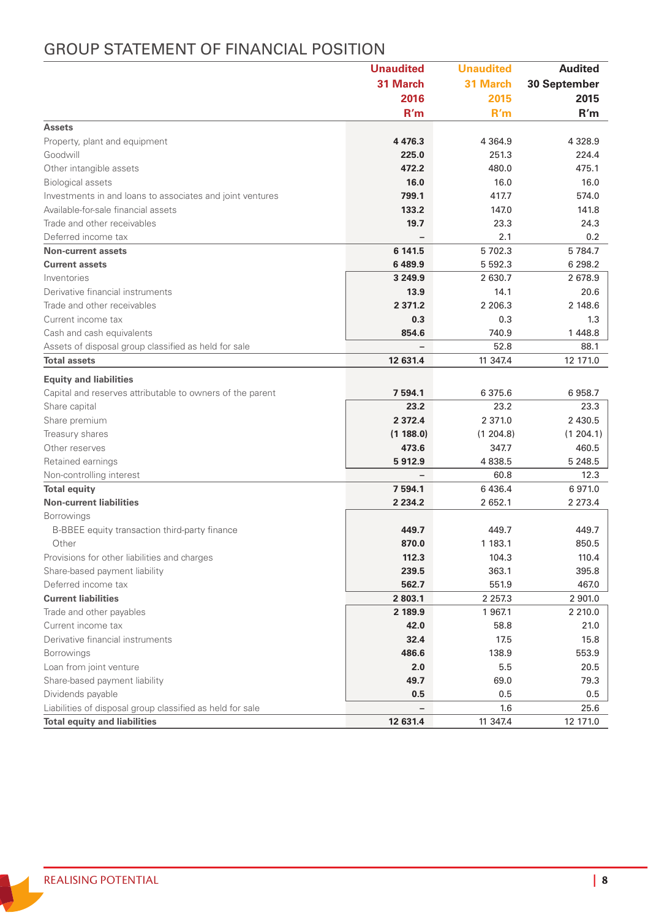# GROUP STATEMENT OF FINANCIAL POSITION

| | Unaudited 31 March 2016 R'm | Unaudited 31 March 2015 R'm | Audited 30 September 2015 R'm |
|---|---|---|---|
| **Assets** | | | |
| Property, plant and equipment | **4 476.3** | 4 364.9 | 4 328.9 |
| Goodwill | **225.0** | 251.3 | 224.4 |
| Other intangible assets | **472.2** | 480.0 | 475.1 |
| Biological assets | **16.0** | 16.0 | 16.0 |
| Investments in and loans to associates and joint ventures | **799.1** | 417.7 | 574.0 |
| Available-for-sale financial assets | **133.2** | 147.0 | 141.8 |
| Trade and other receivables | **19.7** | 23.3 | 24.3 |
| Deferred income tax | **–** | 2.1 | 0.2 |
| **Non-current assets** | **6 141.5** | 5 702.3 | 5 784.7 |
| **Current assets** | **6 489.9** | 5 592.3 | 6 298.2 |
| Inventories | **3 249.9** | 2 630.7 | 2 678.9 |
| Derivative financial instruments | **13.9** | 14.1 | 20.6 |
| Trade and other receivables | **2 371.2** | 2 206.3 | 2 148.6 |
| Current income tax | **0.3** | 0.3 | 1.3 |
| Cash and cash equivalents | **854.6** | 740.9 | 1 448.8 |
| Assets of disposal group classified as held for sale | **–** | 52.8 | 88.1 |
| **Total assets** | **12 631.4** | 11 347.4 | 12 171.0 |
| **Equity and liabilities** | | | |
| Capital and reserves attributable to owners of the parent | **7 594.1** | 6 375.6 | 6 958.7 |
| Share capital | **23.2** | 23.2 | 23.3 |
| Share premium | **2 372.4** | 2 371.0 | 2 430.5 |
| Treasury shares | **(1 188.0)** | (1 204.8) | (1 204.1) |
| Other reserves | **473.6** | 347.7 | 460.5 |
| Retained earnings | **5 912.9** | 4 838.5 | 5 248.5 |
| Non-controlling interest | **–** | 60.8 | 12.3 |
| **Total equity** | **7 594.1** | 6 436.4 | 6 971.0 |
| **Non-current liabilities** | **2 234.2** | 2 652.1 | 2 273.4 |
| Borrowings | | | |
| B-BBEE equity transaction third-party finance | **449.7** | 449.7 | 449.7 |
| Other | **870.0** | 1 183.1 | 850.5 |
| Provisions for other liabilities and charges | **112.3** | 104.3 | 110.4 |
| Share-based payment liability | **239.5** | 363.1 | 395.8 |
| Deferred income tax | **562.7** | 551.9 | 467.0 |
| **Current liabilities** | **2 803.1** | 2 257.3 | 2 901.0 |
| Trade and other payables | **2 189.9** | 1 967.1 | 2 210.0 |
| Current income tax | **42.0** | 58.8 | 21.0 |
| Derivative financial instruments | **32.4** | 17.5 | 15.8 |
| Borrowings | **486.6** | 138.9 | 553.9 |
| Loan from joint venture | **2.0** | 5.5 | 20.5 |
| Share-based payment liability | **49.7** | 69.0 | 79.3 |
| Dividends payable | **0.5** | 0.5 | 0.5 |
| Liabilities of disposal group classified as held for sale | **–** | 1.6 | 25.6 |
| **Total equity and liabilities** | **12 631.4** | 11 347.4 | 12 171.0 |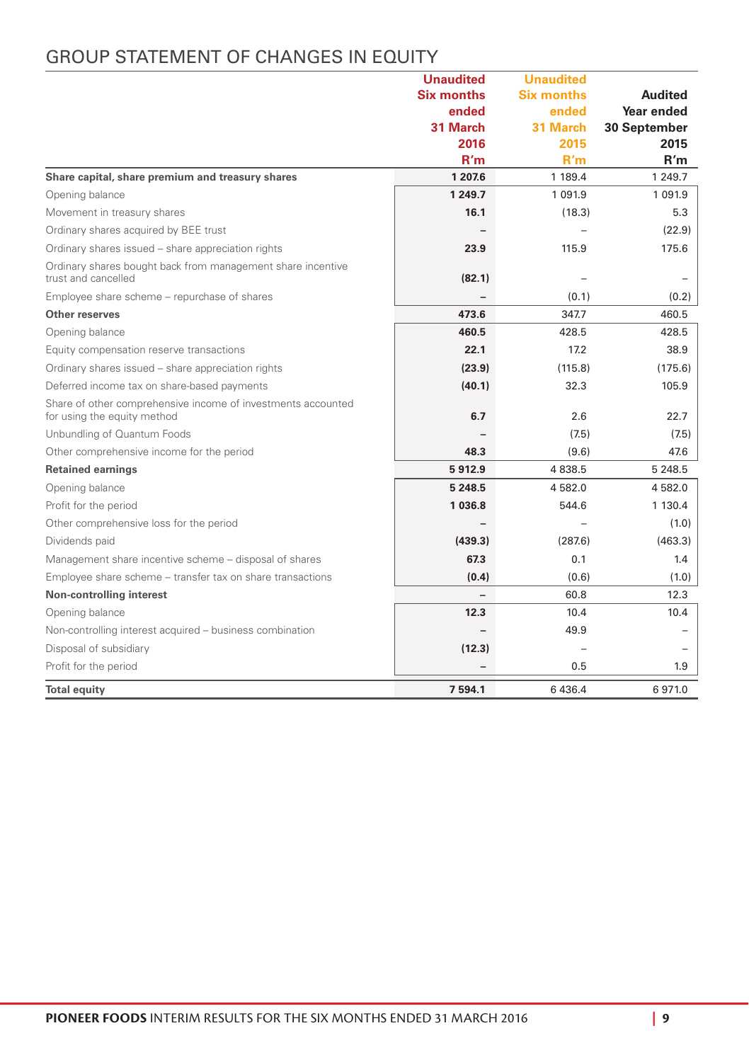# GROUP STATEMENT OF CHANGES IN EQUITY

| | Unaudited Six months ended 31 March 2016 R'm | Unaudited Six months ended 31 March 2015 R'm | Audited Year ended 30 September 2015 R'm |
|---|---|---|---|
| **Share capital, share premium and treasury shares** | **1 207.6** | 1 189.4 | 1 249.7 |
| Opening balance | **1 249.7** | 1 091.9 | 1 091.9 |
| Movement in treasury shares | **16.1** | (18.3) | 5.3 |
| Ordinary shares acquired by BEE trust | **–** | – | (22.9) |
| Ordinary shares issued – share appreciation rights | **23.9** | 115.9 | 175.6 |
| Ordinary shares bought back from management share incentive trust and cancelled | **(82.1)** | – | – |
| Employee share scheme – repurchase of shares | **–** | (0.1) | (0.2) |
| **Other reserves** | **473.6** | 347.7 | 460.5 |
| Opening balance | **460.5** | 428.5 | 428.5 |
| Equity compensation reserve transactions | **22.1** | 17.2 | 38.9 |
| Ordinary shares issued – share appreciation rights | **(23.9)** | (115.8) | (175.6) |
| Deferred income tax on share-based payments | **(40.1)** | 32.3 | 105.9 |
| Share of other comprehensive income of investments accounted for using the equity method | **6.7** | 2.6 | 22.7 |
| Unbundling of Quantum Foods | **–** | (7.5) | (7.5) |
| Other comprehensive income for the period | **48.3** | (9.6) | 47.6 |
| **Retained earnings** | **5 912.9** | 4 838.5 | 5 248.5 |
| Opening balance | **5 248.5** | 4 582.0 | 4 582.0 |
| Profit for the period | **1 036.8** | 544.6 | 1 130.4 |
| Other comprehensive loss for the period | **–** | – | (1.0) |
| Dividends paid | **(439.3)** | (287.6) | (463.3) |
| Management share incentive scheme – disposal of shares | **67.3** | 0.1 | 1.4 |
| Employee share scheme – transfer tax on share transactions | **(0.4)** | (0.6) | (1.0) |
| **Non-controlling interest** | **–** | 60.8 | 12.3 |
| Opening balance | **12.3** | 10.4 | 10.4 |
| Non-controlling interest acquired – business combination | **–** | 49.9 | – |
| Disposal of subsidiary | **(12.3)** | – | – |
| Profit for the period | **–** | 0.5 | 1.9 |
| **Total equity** | **7 594.1** | 6 436.4 | 6 971.0 |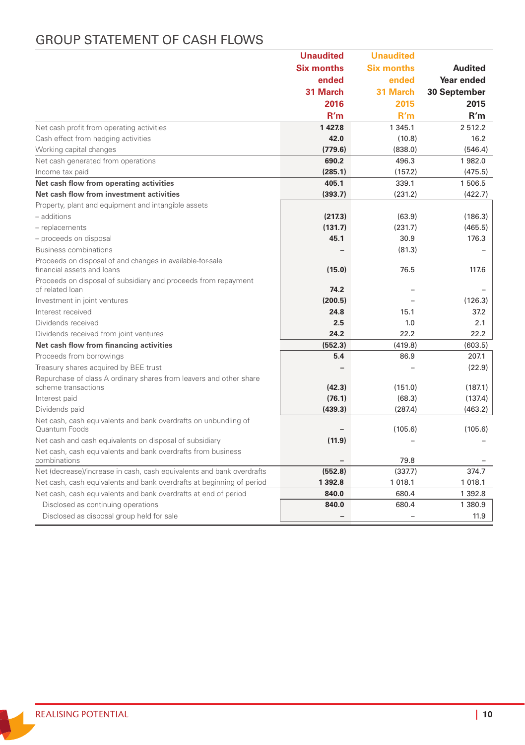# GROUP STATEMENT OF CASH FLOWS

| | Unaudited Six months ended 31 March 2016 R'm | Unaudited Six months ended 31 March 2015 R'm | Audited Year ended 30 September 2015 R'm |
|---|---|---|---|
| Net cash profit from operating activities | **1 427.8** | 1 345.1 | 2 512.2 |
| Cash effect from hedging activities | **42.0** | (10.8) | 16.2 |
| Working capital changes | **(779.6)** | (838.0) | (546.4) |
| Net cash generated from operations | **690.2** | 496.3 | 1 982.0 |
| Income tax paid | **(285.1)** | (157.2) | (475.5) |
| **Net cash flow from operating activities** | **405.1** | 339.1 | 1 506.5 |
| **Net cash flow from investment activities** | **(393.7)** | (231.2) | (422.7) |
| Property, plant and equipment and intangible assets | | | |
| – additions | **(217.3)** | (63.9) | (186.3) |
| – replacements | **(131.7)** | (231.7) | (465.5) |
| – proceeds on disposal | **45.1** | 30.9 | 176.3 |
| Business combinations | **–** | (81.3) | – |
| Proceeds on disposal of and changes in available-for-sale financial assets and loans | **(15.0)** | 76.5 | 117.6 |
| Proceeds on disposal of subsidiary and proceeds from repayment of related loan | **74.2** | – | – |
| Investment in joint ventures | **(200.5)** | – | (126.3) |
| Interest received | **24.8** | 15.1 | 37.2 |
| Dividends received | **2.5** | 1.0 | 2.1 |
| Dividends received from joint ventures | **24.2** | 22.2 | 22.2 |
| **Net cash flow from financing activities** | **(552.3)** | (419.8) | (603.5) |
| Proceeds from borrowings | **5.4** | 86.9 | 207.1 |
| Treasury shares acquired by BEE trust | **–** | – | (22.9) |
| Repurchase of class A ordinary shares from leavers and other share scheme transactions | **(42.3)** | (151.0) | (187.1) |
| Interest paid | **(76.1)** | (68.3) | (137.4) |
| Dividends paid | **(439.3)** | (287.4) | (463.2) |
| Net cash, cash equivalents and bank overdrafts on unbundling of Quantum Foods | **–** | (105.6) | (105.6) |
| Net cash and cash equivalents on disposal of subsidiary | **(11.9)** | – | – |
| Net cash, cash equivalents and bank overdrafts from business combinations | **–** | 79.8 | – |
| Net (decrease)/increase in cash, cash equivalents and bank overdrafts | **(552.8)** | (337.7) | 374.7 |
| Net cash, cash equivalents and bank overdrafts at beginning of period | **1 392.8** | 1 018.1 | 1 018.1 |
| Net cash, cash equivalents and bank overdrafts at end of period | **840.0** | 680.4 | 1 392.8 |
| Disclosed as continuing operations | **840.0** | 680.4 | 1 380.9 |
| Disclosed as disposal group held for sale | **–** | – | 11.9 |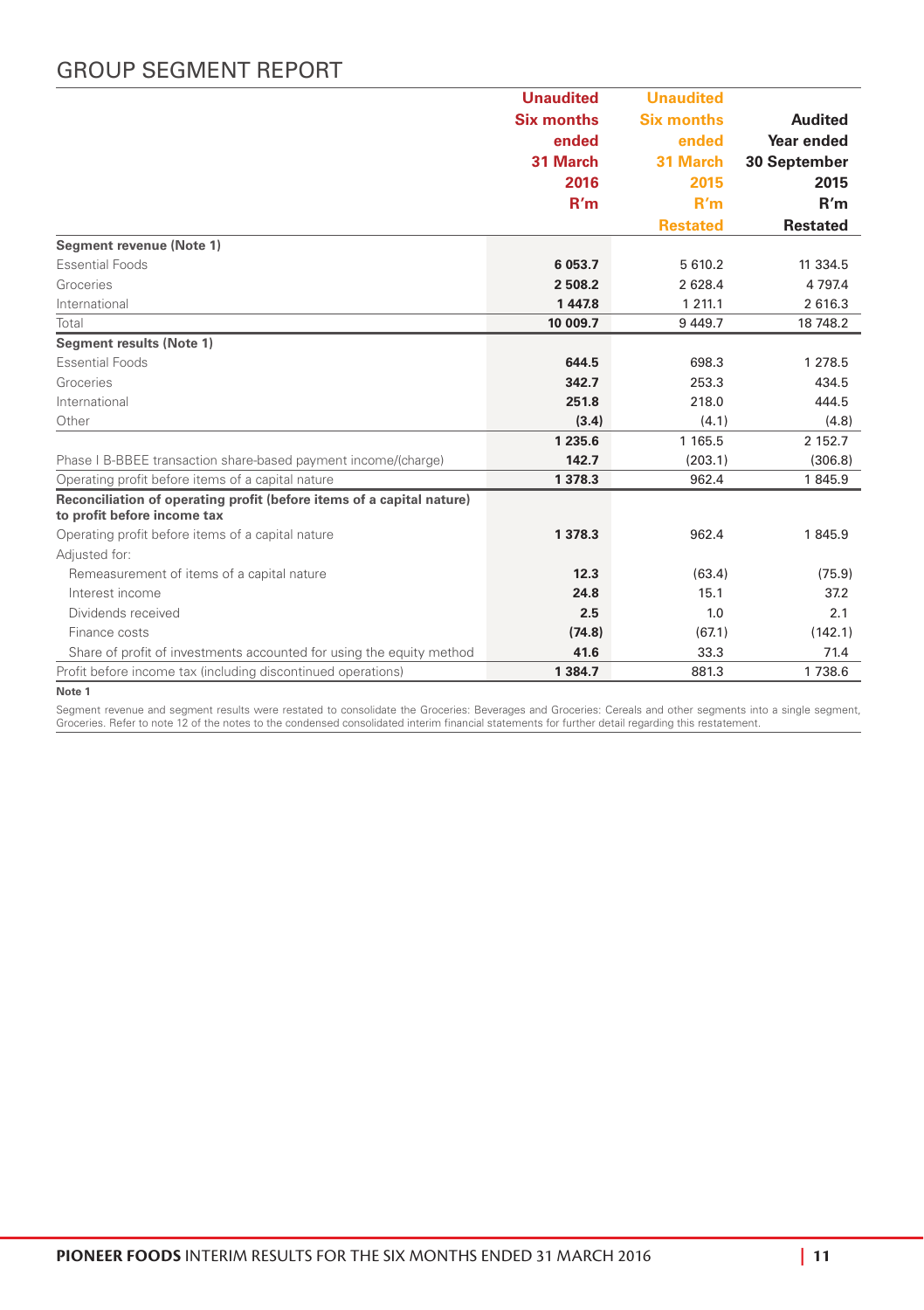# GROUP SEGMENT REPORT

| | Unaudited Six months ended 31 March 2016 R'm | Unaudited Six months ended 31 March 2015 R'm Restated | Audited Year ended 30 September 2015 R'm Restated |
|---|---|---|---|
| **Segment revenue (Note 1)** | | | |
| Essential Foods | **6 053.7** | 5 610.2 | 11 334.5 |
| Groceries | **2 508.2** | 2 628.4 | 4 797.4 |
| International | **1 447.8** | 1 211.1 | 2 616.3 |
| Total | **10 009.7** | 9 449.7 | 18 748.2 |
| **Segment results (Note 1)** | | | |
| Essential Foods | **644.5** | 698.3 | 1 278.5 |
| Groceries | **342.7** | 253.3 | 434.5 |
| International | **251.8** | 218.0 | 444.5 |
| Other | **(3.4)** | (4.1) | (4.8) |
| | **1 235.6** | 1 165.5 | 2 152.7 |
| Phase I B-BBEE transaction share-based payment income/(charge) | **142.7** | (203.1) | (306.8) |
| Operating profit before items of a capital nature | **1 378.3** | 962.4 | 1 845.9 |
| **Reconciliation of operating profit (before items of a capital nature) to profit before income tax** | | | |
| Operating profit before items of a capital nature | **1 378.3** | 962.4 | 1 845.9 |
| Adjusted for: | | | |
| Remeasurement of items of a capital nature | **12.3** | (63.4) | (75.9) |
| Interest income | **24.8** | 15.1 | 37.2 |
| Dividends received | **2.5** | 1.0 | 2.1 |
| Finance costs | **(74.8)** | (67.1) | (142.1) |
| Share of profit of investments accounted for using the equity method | **41.6** | 33.3 | 71.4 |
| Profit before income tax (including discontinued operations) | **1 384.7** | 881.3 | 1 738.6 |

**Note 1**

Segment revenue and segment results were restated to consolidate the Groceries: Beverages and Groceries: Cereals and other segments into a single segment, Groceries. Refer to note 12 of the notes to the condensed consolidated interim financial statements for further detail regarding this restatement.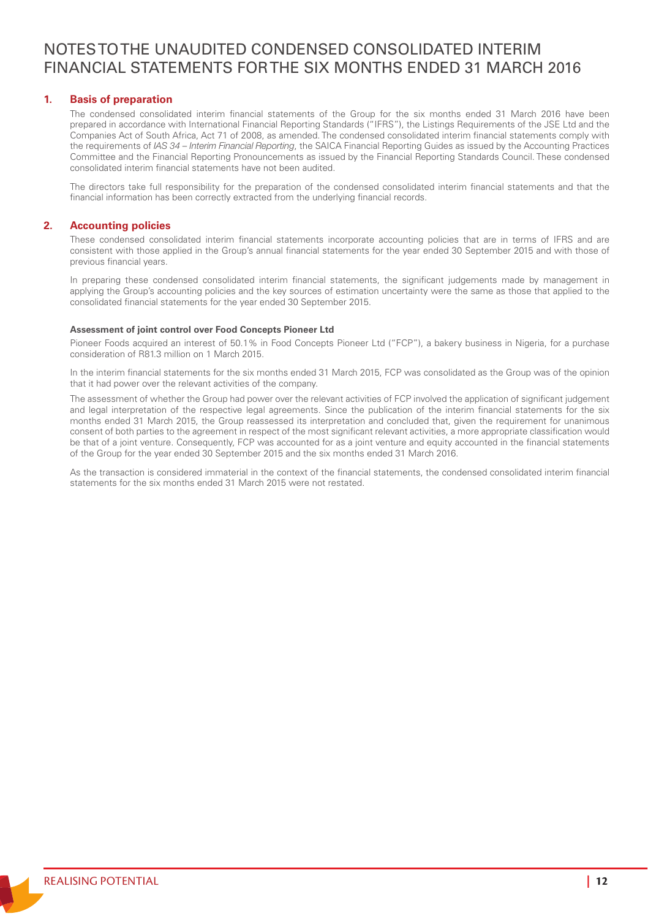# NOTES TO THE UNAUDITED CONDENSED CONSOLIDATED INTERIM FINANCIAL STATEMENTS FOR THE SIX MONTHS ENDED 31 MARCH 2016

## 1. Basis of preparation

The condensed consolidated interim financial statements of the Group for the six months ended 31 March 2016 have been prepared in accordance with International Financial Reporting Standards ("IFRS"), the Listings Requirements of the JSE Ltd and the Companies Act of South Africa, Act 71 of 2008, as amended. The condensed consolidated interim financial statements comply with the requirements of *IAS 34 – Interim Financial Reporting*, the SAICA Financial Reporting Guides as issued by the Accounting Practices Committee and the Financial Reporting Pronouncements as issued by the Financial Reporting Standards Council. These condensed consolidated interim financial statements have not been audited.

The directors take full responsibility for the preparation of the condensed consolidated interim financial statements and that the financial information has been correctly extracted from the underlying financial records.

## 2. Accounting policies

These condensed consolidated interim financial statements incorporate accounting policies that are in terms of IFRS and are consistent with those applied in the Group's annual financial statements for the year ended 30 September 2015 and with those of previous financial years.

In preparing these condensed consolidated interim financial statements, the significant judgements made by management in applying the Group's accounting policies and the key sources of estimation uncertainty were the same as those that applied to the consolidated financial statements for the year ended 30 September 2015.

**Assessment of joint control over Food Concepts Pioneer Ltd**

Pioneer Foods acquired an interest of 50.1% in Food Concepts Pioneer Ltd ("FCP"), a bakery business in Nigeria, for a purchase consideration of R81.3 million on 1 March 2015.

In the interim financial statements for the six months ended 31 March 2015, FCP was consolidated as the Group was of the opinion that it had power over the relevant activities of the company.

The assessment of whether the Group had power over the relevant activities of FCP involved the application of significant judgement and legal interpretation of the respective legal agreements. Since the publication of the interim financial statements for the six months ended 31 March 2015, the Group reassessed its interpretation and concluded that, given the requirement for unanimous consent of both parties to the agreement in respect of the most significant relevant activities, a more appropriate classification would be that of a joint venture. Consequently, FCP was accounted for as a joint venture and equity accounted in the financial statements of the Group for the year ended 30 September 2015 and the six months ended 31 March 2016.

As the transaction is considered immaterial in the context of the financial statements, the condensed consolidated interim financial statements for the six months ended 31 March 2015 were not restated.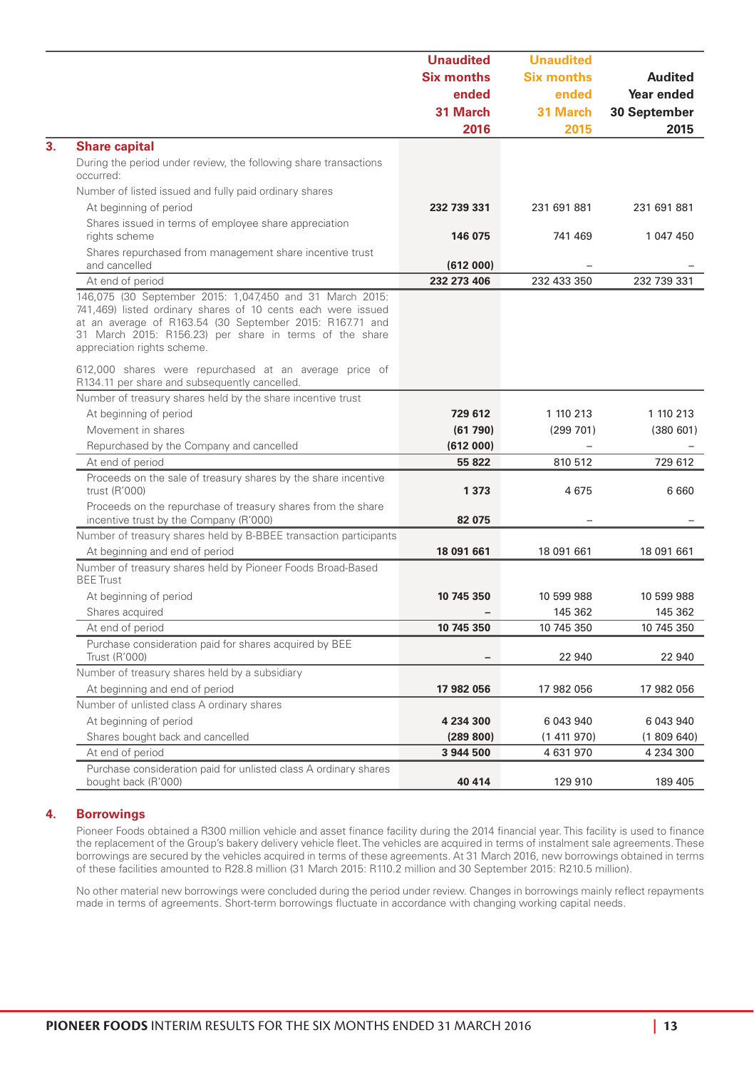| | Unaudited Six months ended 31 March 2016 | Unaudited Six months ended 31 March 2015 | Audited Year ended 30 September 2015 |
|---|---|---|---|
| **3. Share capital** | | | |
| During the period under review, the following share transactions occurred: | | | |
| Number of listed issued and fully paid ordinary shares | | | |
| At beginning of period | **232 739 331** | 231 691 881 | 231 691 881 |
| Shares issued in terms of employee share appreciation rights scheme | **146 075** | 741 469 | 1 047 450 |
| Shares repurchased from management share incentive trust and cancelled | **(612 000)** | – | – |
| At end of period | **232 273 406** | 232 433 350 | 232 739 331 |
| 146,075 (30 September 2015: 1,047,450 and 31 March 2015: 741,469) listed ordinary shares of 10 cents each were issued at an average of R163.54 (30 September 2015: R167.71 and 31 March 2015: R156.23) per share in terms of the share appreciation rights scheme. | | | |
| 612,000 shares were repurchased at an average price of R134.11 per share and subsequently cancelled. | | | |
| Number of treasury shares held by the share incentive trust | | | |
| At beginning of period | **729 612** | 1 110 213 | 1 110 213 |
| Movement in shares | **(61 790)** | (299 701) | (380 601) |
| Repurchased by the Company and cancelled | **(612 000)** | – | – |
| At end of period | **55 822** | 810 512 | 729 612 |
| Proceeds on the sale of treasury shares by the share incentive trust (R'000) | **1 373** | 4 675 | 6 660 |
| Proceeds on the repurchase of treasury shares from the share incentive trust by the Company (R'000) | **82 075** | – | – |
| Number of treasury shares held by B-BBEE transaction participants | | | |
| At beginning and end of period | **18 091 661** | 18 091 661 | 18 091 661 |
| Number of treasury shares held by Pioneer Foods Broad-Based BEE Trust | | | |
| At beginning of period | **10 745 350** | 10 599 988 | 10 599 988 |
| Shares acquired | **–** | 145 362 | 145 362 |
| At end of period | **10 745 350** | 10 745 350 | 10 745 350 |
| Purchase consideration paid for shares acquired by BEE Trust (R'000) | **–** | 22 940 | 22 940 |
| Number of treasury shares held by a subsidiary | | | |
| At beginning and end of period | **17 982 056** | 17 982 056 | 17 982 056 |
| Number of unlisted class A ordinary shares | | | |
| At beginning of period | **4 234 300** | 6 043 940 | 6 043 940 |
| Shares bought back and cancelled | **(289 800)** | (1 411 970) | (1 809 640) |
| At end of period | **3 944 500** | 4 631 970 | 4 234 300 |
| Purchase consideration paid for unlisted class A ordinary shares bought back (R'000) | **40 414** | 129 910 | 189 405 |

## 4. Borrowings

Pioneer Foods obtained a R300 million vehicle and asset finance facility during the 2014 financial year. This facility is used to finance the replacement of the Group's bakery delivery vehicle fleet. The vehicles are acquired in terms of instalment sale agreements. These borrowings are secured by the vehicles acquired in terms of these agreements. At 31 March 2016, new borrowings obtained in terms of these facilities amounted to R28.8 million (31 March 2015: R110.2 million and 30 September 2015: R210.5 million).

No other material new borrowings were concluded during the period under review. Changes in borrowings mainly reflect repayments made in terms of agreements. Short-term borrowings fluctuate in accordance with changing working capital needs.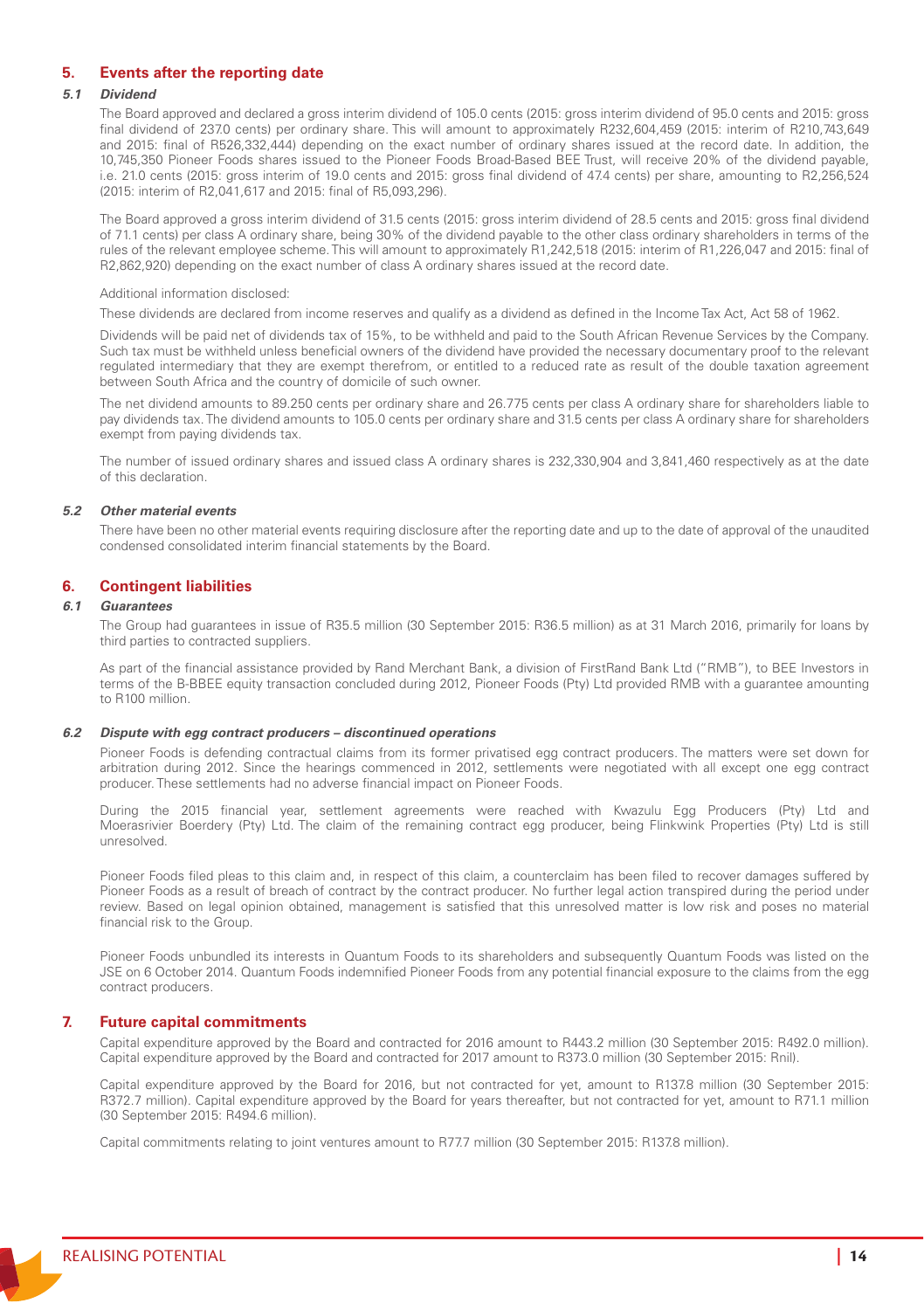## 5. Events after the reporting date

### 5.1 Dividend

The Board approved and declared a gross interim dividend of 105.0 cents (2015: gross interim dividend of 95.0 cents and 2015: gross final dividend of 237.0 cents) per ordinary share. This will amount to approximately R232,604,459 (2015: interim of R210,743,649 and 2015: final of R526,332,444) depending on the exact number of ordinary shares issued at the record date. In addition, the 10,745,350 Pioneer Foods shares issued to the Pioneer Foods Broad-Based BEE Trust, will receive 20% of the dividend payable, i.e. 21.0 cents (2015: gross interim of 19.0 cents and 2015: gross final dividend of 47.4 cents) per share, amounting to R2,256,524 (2015: interim of R2,041,617 and 2015: final of R5,093,296).

The Board approved a gross interim dividend of 31.5 cents (2015: gross interim dividend of 28.5 cents and 2015: gross final dividend of 71.1 cents) per class A ordinary share, being 30% of the dividend payable to the other class ordinary shareholders in terms of the rules of the relevant employee scheme. This will amount to approximately R1,242,518 (2015: interim of R1,226,047 and 2015: final of R2,862,920) depending on the exact number of class A ordinary shares issued at the record date.

Additional information disclosed:

These dividends are declared from income reserves and qualify as a dividend as defined in the Income Tax Act, Act 58 of 1962.

Dividends will be paid net of dividends tax of 15%, to be withheld and paid to the South African Revenue Services by the Company. Such tax must be withheld unless beneficial owners of the dividend have provided the necessary documentary proof to the relevant regulated intermediary that they are exempt therefrom, or entitled to a reduced rate as result of the double taxation agreement between South Africa and the country of domicile of such owner.

The net dividend amounts to 89.250 cents per ordinary share and 26.775 cents per class A ordinary share for shareholders liable to pay dividends tax. The dividend amounts to 105.0 cents per ordinary share and 31.5 cents per class A ordinary share for shareholders exempt from paying dividends tax.

The number of issued ordinary shares and issued class A ordinary shares is 232,330,904 and 3,841,460 respectively as at the date of this declaration.

### 5.2 Other material events

There have been no other material events requiring disclosure after the reporting date and up to the date of approval of the unaudited condensed consolidated interim financial statements by the Board.

## 6. Contingent liabilities

### 6.1 Guarantees

The Group had guarantees in issue of R35.5 million (30 September 2015: R36.5 million) as at 31 March 2016, primarily for loans by third parties to contracted suppliers.

As part of the financial assistance provided by Rand Merchant Bank, a division of FirstRand Bank Ltd ("RMB"), to BEE Investors in terms of the B-BBEE equity transaction concluded during 2012, Pioneer Foods (Pty) Ltd provided RMB with a guarantee amounting to R100 million.

### 6.2 Dispute with egg contract producers – discontinued operations

Pioneer Foods is defending contractual claims from its former privatised egg contract producers. The matters were set down for arbitration during 2012. Since the hearings commenced in 2012, settlements were negotiated with all except one egg contract producer. These settlements had no adverse financial impact on Pioneer Foods.

During the 2015 financial year, settlement agreements were reached with Kwazulu Egg Producers (Pty) Ltd and Moerasrivier Boerdery (Pty) Ltd. The claim of the remaining contract egg producer, being Flinkwink Properties (Pty) Ltd is still unresolved.

Pioneer Foods filed pleas to this claim and, in respect of this claim, a counterclaim has been filed to recover damages suffered by Pioneer Foods as a result of breach of contract by the contract producer. No further legal action transpired during the period under review. Based on legal opinion obtained, management is satisfied that this unresolved matter is low risk and poses no material financial risk to the Group.

Pioneer Foods unbundled its interests in Quantum Foods to its shareholders and subsequently Quantum Foods was listed on the JSE on 6 October 2014. Quantum Foods indemnified Pioneer Foods from any potential financial exposure to the claims from the egg contract producers.

## 7. Future capital commitments

Capital expenditure approved by the Board and contracted for 2016 amount to R443.2 million (30 September 2015: R492.0 million). Capital expenditure approved by the Board and contracted for 2017 amount to R373.0 million (30 September 2015: Rnil).

Capital expenditure approved by the Board for 2016, but not contracted for yet, amount to R137.8 million (30 September 2015: R372.7 million). Capital expenditure approved by the Board for years thereafter, but not contracted for yet, amount to R71.1 million (30 September 2015: R494.6 million).

Capital commitments relating to joint ventures amount to R77.7 million (30 September 2015: R137.8 million).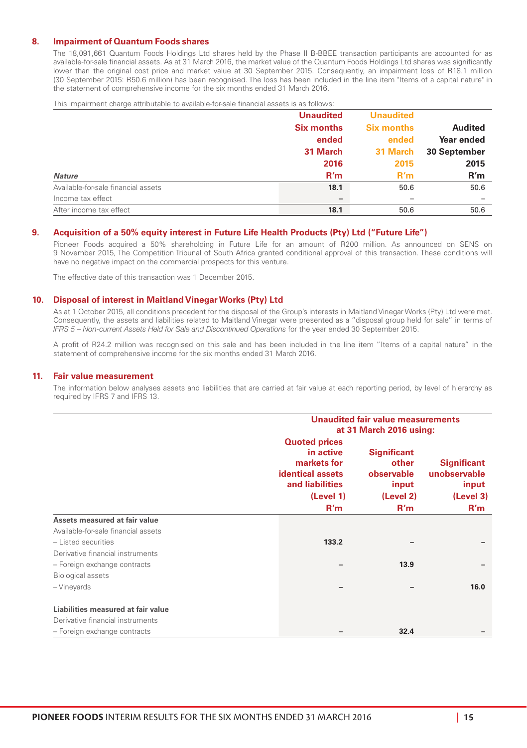## 8. Impairment of Quantum Foods shares

The 18,091,661 Quantum Foods Holdings Ltd shares held by the Phase II B-BBEE transaction participants are accounted for as available-for-sale financial assets. As at 31 March 2016, the market value of the Quantum Foods Holdings Ltd shares was significantly lower than the original cost price and market value at 30 September 2015. Consequently, an impairment loss of R18.1 million (30 September 2015: R50.6 million) has been recognised. The loss has been included in the line item "Items of a capital nature" in the statement of comprehensive income for the six months ended 31 March 2016.

This impairment charge attributable to available-for-sale financial assets is as follows:

| Nature | Unaudited Six months ended 31 March 2016 R'm | Unaudited Six months ended 31 March 2015 R'm | Audited Year ended 30 September 2015 R'm |
|---|---|---|---|
| Available-for-sale financial assets | **18.1** | 50.6 | 50.6 |
| Income tax effect | – | – | – |
| After income tax effect | **18.1** | 50.6 | 50.6 |

## 9. Acquisition of a 50% equity interest in Future Life Health Products (Pty) Ltd ("Future Life")

Pioneer Foods acquired a 50% shareholding in Future Life for an amount of R200 million. As announced on SENS on 9 November 2015, The Competition Tribunal of South Africa granted conditional approval of this transaction. These conditions will have no negative impact on the commercial prospects for this venture.

The effective date of this transaction was 1 December 2015.

## 10. Disposal of interest in Maitland Vinegar Works (Pty) Ltd

As at 1 October 2015, all conditions precedent for the disposal of the Group's interests in Maitland Vinegar Works (Pty) Ltd were met. Consequently, the assets and liabilities related to Maitland Vinegar were presented as a "disposal group held for sale" in terms of *IFRS 5 – Non-current Assets Held for Sale and Discontinued Operations* for the year ended 30 September 2015.

A profit of R24.2 million was recognised on this sale and has been included in the line item "Items of a capital nature" in the statement of comprehensive income for the six months ended 31 March 2016.

## 11. Fair value measurement

The information below analyses assets and liabilities that are carried at fair value at each reporting period, by level of hierarchy as required by IFRS 7 and IFRS 13.

| | Unaudited fair value measurements at 31 March 2016 using: | | |
|---|---|---|---|
| | Quoted prices in active markets for identical assets and liabilities (Level 1) R'm | Significant other observable input (Level 2) R'm | Significant unobservable input (Level 3) R'm |
| **Assets measured at fair value** | | | |
| Available-for-sale financial assets | | | |
| – Listed securities | **133.2** | – | – |
| Derivative financial instruments | | | |
| – Foreign exchange contracts | – | **13.9** | – |
| Biological assets | | | |
| – Vineyards | – | – | **16.0** |
| **Liabilities measured at fair value** | | | |
| Derivative financial instruments | | | |
| – Foreign exchange contracts | – | **32.4** | – |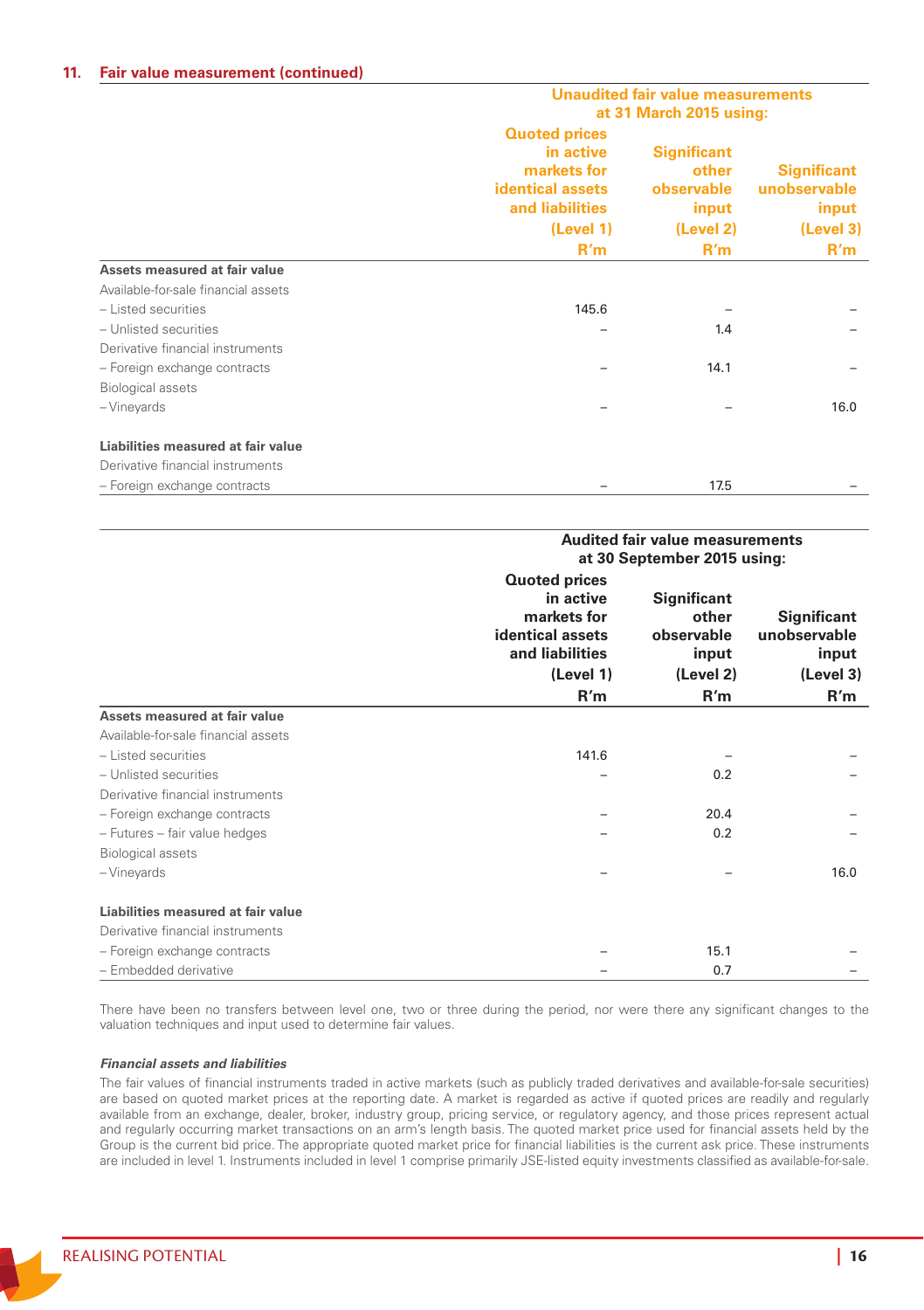## 11. Fair value measurement (continued)

| | Unaudited fair value measurements at 31 March 2015 using: | | |
|---|---|---|---|
| | Quoted prices in active markets for identical assets and liabilities (Level 1) R'm | Significant other observable input (Level 2) R'm | Significant unobservable input (Level 3) R'm |
| **Assets measured at fair value** | | | |
| Available-for-sale financial assets | | | |
| – Listed securities | 145.6 | – | – |
| – Unlisted securities | – | 1.4 | – |
| Derivative financial instruments | | | |
| – Foreign exchange contracts | – | 14.1 | – |
| Biological assets | | | |
| – Vineyards | – | – | 16.0 |
| **Liabilities measured at fair value** | | | |
| Derivative financial instruments | | | |
| – Foreign exchange contracts | – | 17.5 | – |

| | Audited fair value measurements at 30 September 2015 using: | | |
|---|---|---|---|
| | Quoted prices in active markets for identical assets and liabilities (Level 1) R'm | Significant other observable input (Level 2) R'm | Significant unobservable input (Level 3) R'm |
| **Assets measured at fair value** | | | |
| Available-for-sale financial assets | | | |
| – Listed securities | 141.6 | – | – |
| – Unlisted securities | – | 0.2 | – |
| Derivative financial instruments | | | |
| – Foreign exchange contracts | – | 20.4 | – |
| – Futures – fair value hedges | – | 0.2 | – |
| Biological assets | | | |
| – Vineyards | – | – | 16.0 |
| **Liabilities measured at fair value** | | | |
| Derivative financial instruments | | | |
| – Foreign exchange contracts | – | 15.1 | – |
| – Embedded derivative | – | 0.7 | – |

There have been no transfers between level one, two or three during the period, nor were there any significant changes to the valuation techniques and input used to determine fair values.

***Financial assets and liabilities***

The fair values of financial instruments traded in active markets (such as publicly traded derivatives and available-for-sale securities) are based on quoted market prices at the reporting date. A market is regarded as active if quoted prices are readily and regularly available from an exchange, dealer, broker, industry group, pricing service, or regulatory agency, and those prices represent actual and regularly occurring market transactions on an arm's length basis. The quoted market price used for financial assets held by the Group is the current bid price. The appropriate quoted market price for financial liabilities is the current ask price. These instruments are included in level 1. Instruments included in level 1 comprise primarily JSE-listed equity investments classified as available-for-sale.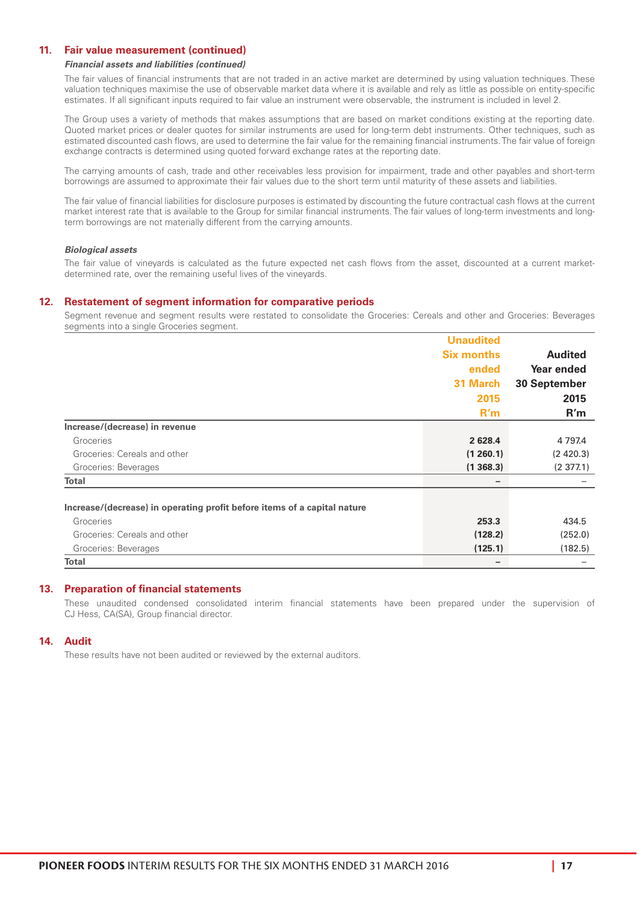## 11. Fair value measurement (continued)

***Financial assets and liabilities (continued)***

The fair values of financial instruments that are not traded in an active market are determined by using valuation techniques. These valuation techniques maximise the use of observable market data where it is available and rely as little as possible on entity-specific estimates. If all significant inputs required to fair value an instrument were observable, the instrument is included in level 2.

The Group uses a variety of methods that makes assumptions that are based on market conditions existing at the reporting date. Quoted market prices or dealer quotes for similar instruments are used for long-term debt instruments. Other techniques, such as estimated discounted cash flows, are used to determine the fair value for the remaining financial instruments. The fair value of foreign exchange contracts is determined using quoted forward exchange rates at the reporting date.

The carrying amounts of cash, trade and other receivables less provision for impairment, trade and other payables and short-term borrowings are assumed to approximate their fair values due to the short term until maturity of these assets and liabilities.

The fair value of financial liabilities for disclosure purposes is estimated by discounting the future contractual cash flows at the current market interest rate that is available to the Group for similar financial instruments. The fair values of long-term investments and long-term borrowings are not materially different from the carrying amounts.

***Biological assets***

The fair value of vineyards is calculated as the future expected net cash flows from the asset, discounted at a current market-determined rate, over the remaining useful lives of the vineyards.

## 12. Restatement of segment information for comparative periods

Segment revenue and segment results were restated to consolidate the Groceries: Cereals and other and Groceries: Beverages segments into a single Groceries segment.

| | Unaudited Six months ended 31 March 2015 R'm | Audited Year ended 30 September 2015 R'm |
|---|---|---|
| **Increase/(decrease) in revenue** | | |
| Groceries | **2 628.4** | 4 797.4 |
| Groceries: Cereals and other | **(1 260.1)** | (2 420.3) |
| Groceries: Beverages | **(1 368.3)** | (2 377.1) |
| **Total** | **–** | – |
| **Increase/(decrease) in operating profit before items of a capital nature** | | |
| Groceries | **253.3** | 434.5 |
| Groceries: Cereals and other | **(128.2)** | (252.0) |
| Groceries: Beverages | **(125.1)** | (182.5) |
| **Total** | **–** | – |

## 13. Preparation of financial statements

These unaudited condensed consolidated interim financial statements have been prepared under the supervision of CJ Hess, CA(SA), Group financial director.

## 14. Audit

These results have not been audited or reviewed by the external auditors.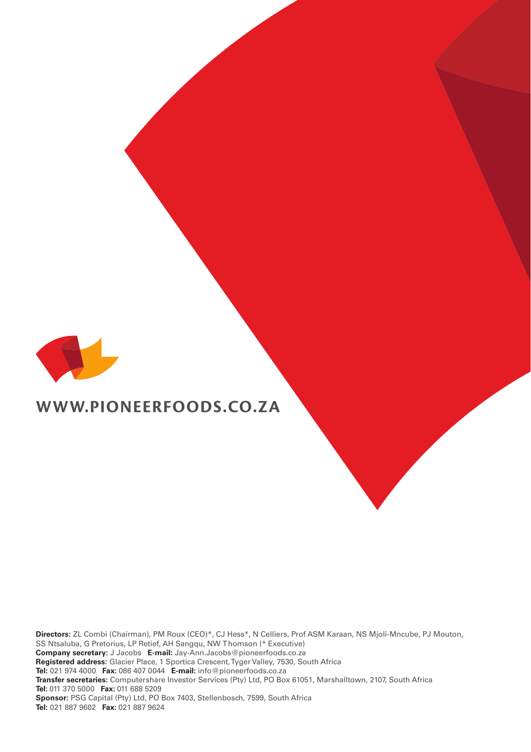**WWW.PIONEERFOODS.CO.ZA**

**Directors:** ZL Combi (Chairman), PM Roux (CEO)*, CJ Hess*, N Celliers, Prof ASM Karaan, NS Mjoli-Mncube, PJ Mouton, SS Ntsaluba, G Pretorius, LP Retief, AH Sangqu, NW Thomson (* Executive)
**Company secretary:** J Jacobs **E-mail:** Jay-Ann.Jacobs@pioneerfoods.co.za
**Registered address:** Glacier Place, 1 Sportica Crescent, Tyger Valley, 7530, South Africa
**Tel:** 021 974 4000 **Fax:** 086 407 0044 **E-mail:** info@pioneerfoods.co.za
**Transfer secretaries:** Computershare Investor Services (Pty) Ltd, PO Box 61051, Marshalltown, 2107, South Africa
**Tel:** 011 370 5000 **Fax:** 011 688 5209
**Sponsor:** PSG Capital (Pty) Ltd, PO Box 7403, Stellenbosch, 7599, South Africa
**Tel:** 021 887 9602 **Fax:** 021 887 9624